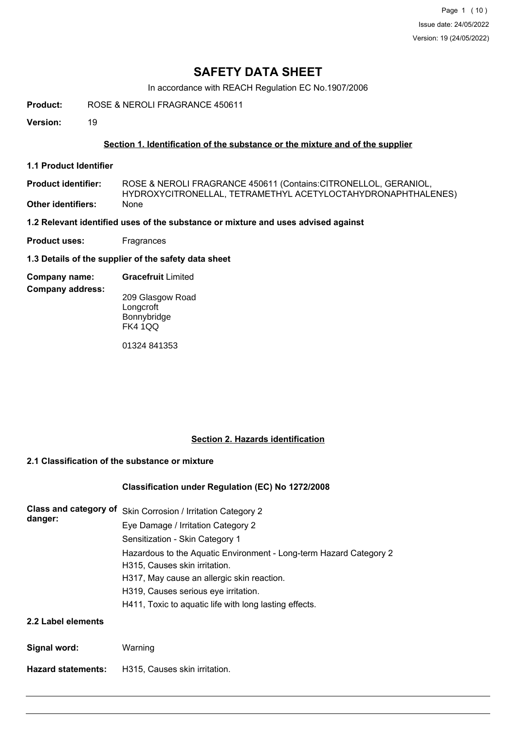# SAFETY DATA SHEET

In accordance with REACH Regulation EC No.1907/2006

**Product:** ROSE & NEROLI FRAGRANCE 450611

**Version:** 19

## Section 1. Identification of the substance or the mixture and of the supplier

### 1.1 Product Identifier

**Product identifier:** ROSE & NEROLI FRAGRANCE 450611 (Contains:CITRONELLOL, GERANIOL, HYDROXYCITRONELLAL, TETRAMETHYL ACETYLOCTAHYDRONAPHTHALENES)

**Other identifiers:** None

### 1.2 Relevant identified uses of the substance or mixture and uses advised against

**Product uses:** Fragrances

### 1.3 Details of the supplier of the safety data sheet

**Company name:** **Gracefruit** Limited

**Company address:**

209 Glasgow Road
Longcroft
Bonnybridge
FK4 1QQ

01324 841353

## Section 2. Hazards identification

### 2.1 Classification of the substance or mixture

**Classification under Regulation (EC) No 1272/2008**

**Class and category of danger:**

Skin Corrosion / Irritation Category 2
Eye Damage / Irritation Category 2
Sensitization - Skin Category 1
Hazardous to the Aquatic Environment - Long-term Hazard Category 2
H315, Causes skin irritation.
H317, May cause an allergic skin reaction.
H319, Causes serious eye irritation.
H411, Toxic to aquatic life with long lasting effects.

### 2.2 Label elements

**Signal word:** Warning

**Hazard statements:** H315, Causes skin irritation.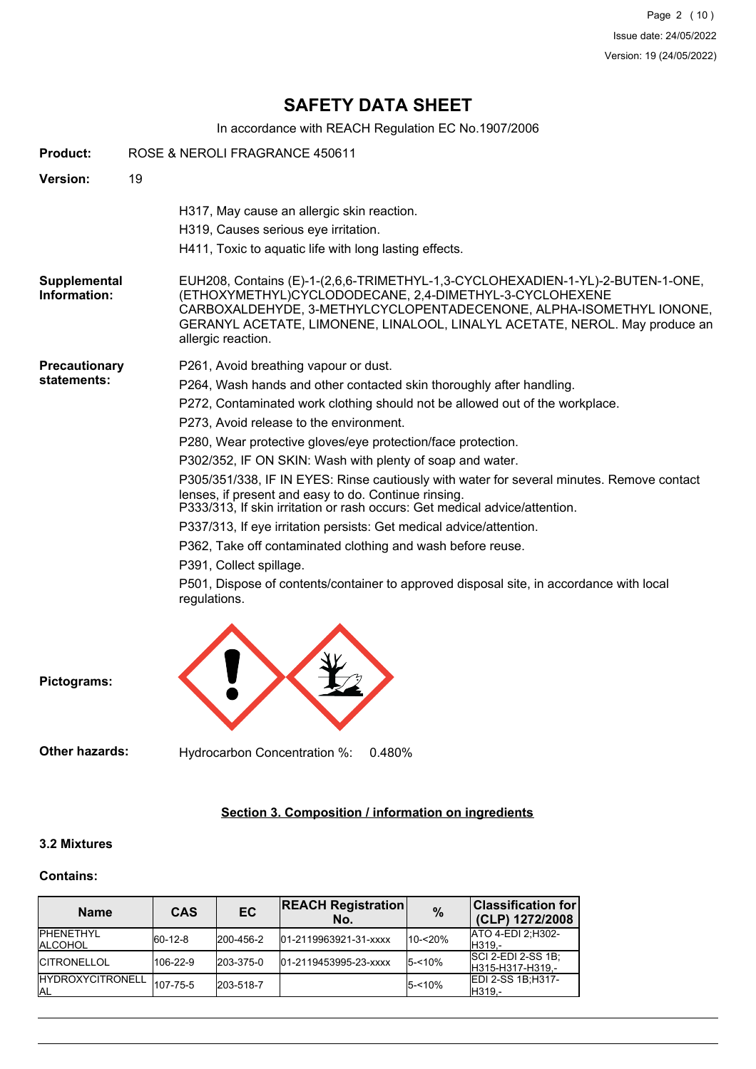# SAFETY DATA SHEET

In accordance with REACH Regulation EC No.1907/2006

**Product:** ROSE & NEROLI FRAGRANCE 450611

**Version:** 19

H317, May cause an allergic skin reaction.
H319, Causes serious eye irritation.
H411, Toxic to aquatic life with long lasting effects.

**Supplemental Information:** EUH208, Contains (E)-1-(2,6,6-TRIMETHYL-1,3-CYCLOHEXADIEN-1-YL)-2-BUTEN-1-ONE, (ETHOXYMETHYL)CYCLODODECANE, 2,4-DIMETHYL-3-CYCLOHEXENE CARBOXALDEHYDE, 3-METHYLCYCLOPENTADECENONE, ALPHA-ISOMETHYL IONONE, GERANYL ACETATE, LIMONENE, LINALOOL, LINALYL ACETATE, NEROL. May produce an allergic reaction.

**Precautionary statements:**

P261, Avoid breathing vapour or dust.
P264, Wash hands and other contacted skin thoroughly after handling.
P272, Contaminated work clothing should not be allowed out of the workplace.
P273, Avoid release to the environment.
P280, Wear protective gloves/eye protection/face protection.
P302/352, IF ON SKIN: Wash with plenty of soap and water.
P305/351/338, IF IN EYES: Rinse cautiously with water for several minutes. Remove contact lenses, if present and easy to do. Continue rinsing.
P333/313, If skin irritation or rash occurs: Get medical advice/attention.
P337/313, If eye irritation persists: Get medical advice/attention.
P362, Take off contaminated clothing and wash before reuse.
P391, Collect spillage.
P501, Dispose of contents/container to approved disposal site, in accordance with local regulations.

**Pictograms:**

**Other hazards:** Hydrocarbon Concentration %: 0.480%

## Section 3. Composition / information on ingredients

### 3.2 Mixtures

**Contains:**

| Name | CAS | EC | REACH Registration No. | % | Classification for (CLP) 1272/2008 |
|---|---|---|---|---|---|
| PHENETHYL ALCOHOL | 60-12-8 | 200-456-2 | 01-2119963921-31-xxxx | 10-<20% | ATO 4-EDI 2;H302-H319,- |
| CITRONELLOL | 106-22-9 | 203-375-0 | 01-2119453995-23-xxxx | 5-<10% | SCI 2-EDI 2-SS 1B;H315-H317-H319,- |
| HYDROXYCITRONELLAL | 107-75-5 | 203-518-7 | | 5-<10% | EDI 2-SS 1B;H317-H319,- |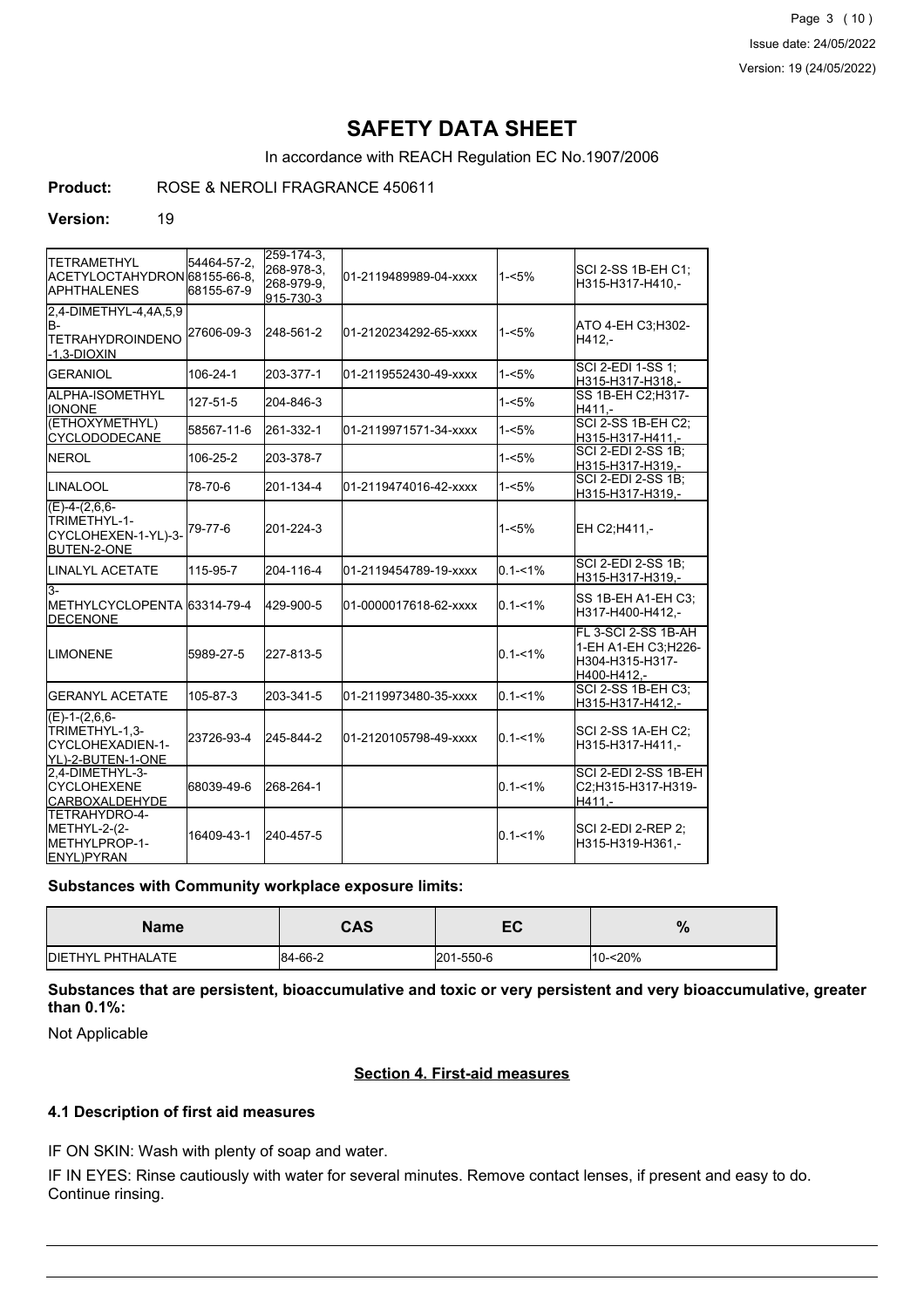# SAFETY DATA SHEET

In accordance with REACH Regulation EC No.1907/2006

**Product:** ROSE & NEROLI FRAGRANCE 450611

**Version:** 19

| | | | | | |
|---|---|---|---|---|---|
| TETRAMETHYL ACETYLOCTAHYDRONAPHTHALENES | 54464-57-2, 68155-66-8, 68155-67-9 | 259-174-3, 268-978-3, 268-979-9, 915-730-3 | 01-2119489989-04-xxxx | 1-<5% | SCI 2-SS 1B-EH C1; H315-H317-H410,- |
| 2,4-DIMETHYL-4,4A,5,9B-TETRAHYDROINDENO-1,3-DIOXIN | 27606-09-3 | 248-561-2 | 01-2120234292-65-xxxx | 1-<5% | ATO 4-EH C3;H302-H412,- |
| GERANIOL | 106-24-1 | 203-377-1 | 01-2119552430-49-xxxx | 1-<5% | SCI 2-EDI 1-SS 1; H315-H317-H318,- |
| ALPHA-ISOMETHYL IONONE | 127-51-5 | 204-846-3 | | 1-<5% | SS 1B-EH C2;H317-H411,- |
| (ETHOXYMETHYL) CYCLODODECANE | 58567-11-6 | 261-332-1 | 01-2119971571-34-xxxx | 1-<5% | SCI 2-SS 1B-EH C2; H315-H317-H411,- |
| NEROL | 106-25-2 | 203-378-7 | | 1-<5% | SCI 2-EDI 2-SS 1B; H315-H317-H319,- |
| LINALOOL | 78-70-6 | 201-134-4 | 01-2119474016-42-xxxx | 1-<5% | SCI 2-EDI 2-SS 1B; H315-H317-H319,- |
| (E)-4-(2,6,6-TRIMETHYL-1-CYCLOHEXEN-1-YL)-3-BUTEN-2-ONE | 79-77-6 | 201-224-3 | | 1-<5% | EH C2;H411,- |
| LINALYL ACETATE | 115-95-7 | 204-116-4 | 01-2119454789-19-xxxx | 0.1-<1% | SCI 2-EDI 2-SS 1B; H315-H317-H319,- |
| 3-METHYLCYCLOPENTADECENONE | 63314-79-4 | 429-900-5 | 01-0000017618-62-xxxx | 0.1-<1% | SS 1B-EH A1-EH C3; H317-H400-H412,- |
| LIMONENE | 5989-27-5 | 227-813-5 | | 0.1-<1% | FL 3-SCI 2-SS 1B-AH 1-EH A1-EH C3;H226-H304-H315-H317-H400-H412,- |
| GERANYL ACETATE | 105-87-3 | 203-341-5 | 01-2119973480-35-xxxx | 0.1-<1% | SCI 2-SS 1B-EH C3; H315-H317-H412,- |
| (E)-1-(2,6,6-TRIMETHYL-1,3-CYCLOHEXADIEN-1-YL)-2-BUTEN-1-ONE | 23726-93-4 | 245-844-2 | 01-2120105798-49-xxxx | 0.1-<1% | SCI 2-SS 1A-EH C2; H315-H317-H411,- |
| 2,4-DIMETHYL-3-CYCLOHEXENE CARBOXALDEHYDE | 68039-49-6 | 268-264-1 | | 0.1-<1% | SCI 2-EDI 2-SS 1B-EH C2;H315-H317-H319-H411,- |
| TETRAHYDRO-4-METHYL-2-(2-METHYLPROP-1-ENYL)PYRAN | 16409-43-1 | 240-457-5 | | 0.1-<1% | SCI 2-EDI 2-REP 2; H315-H319-H361,- |

**Substances with Community workplace exposure limits:**

| Name | CAS | EC | % |
|---|---|---|---|
| DIETHYL PHTHALATE | 84-66-2 | 201-550-6 | 10-<20% |

**Substances that are persistent, bioaccumulative and toxic or very persistent and very bioaccumulative, greater than 0.1%:**

Not Applicable

## Section 4. First-aid measures

### 4.1 Description of first aid measures

IF ON SKIN: Wash with plenty of soap and water.

IF IN EYES: Rinse cautiously with water for several minutes. Remove contact lenses, if present and easy to do. Continue rinsing.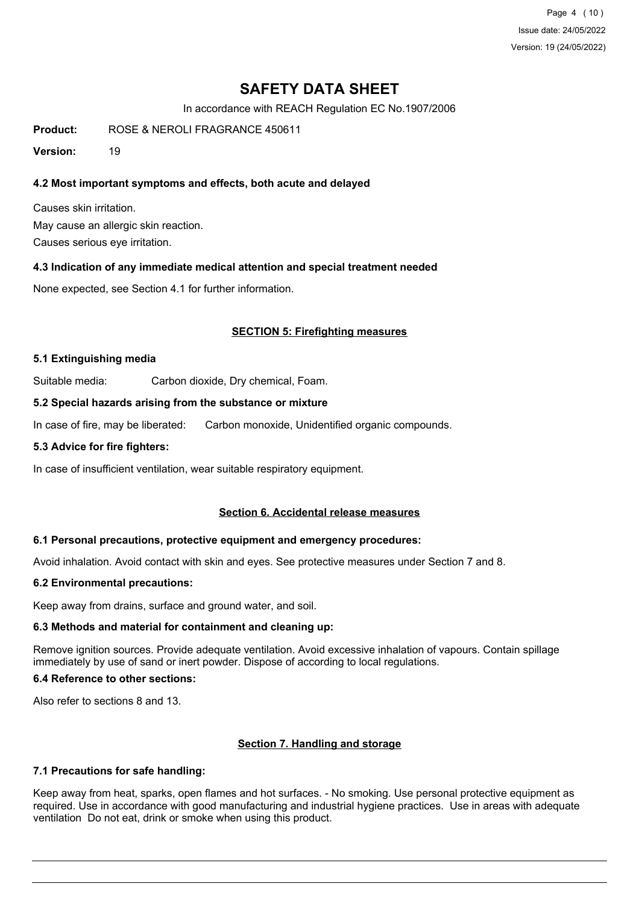# SAFETY DATA SHEET

In accordance with REACH Regulation EC No.1907/2006

**Product:** ROSE & NEROLI FRAGRANCE 450611

**Version:** 19

### 4.2 Most important symptoms and effects, both acute and delayed

Causes skin irritation.

May cause an allergic skin reaction.

Causes serious eye irritation.

### 4.3 Indication of any immediate medical attention and special treatment needed

None expected, see Section 4.1 for further information.

## SECTION 5: Firefighting measures

### 5.1 Extinguishing media

Suitable media: Carbon dioxide, Dry chemical, Foam.

### 5.2 Special hazards arising from the substance or mixture

In case of fire, may be liberated: Carbon monoxide, Unidentified organic compounds.

### 5.3 Advice for fire fighters:

In case of insufficient ventilation, wear suitable respiratory equipment.

## Section 6. Accidental release measures

### 6.1 Personal precautions, protective equipment and emergency procedures:

Avoid inhalation. Avoid contact with skin and eyes. See protective measures under Section 7 and 8.

### 6.2 Environmental precautions:

Keep away from drains, surface and ground water, and soil.

### 6.3 Methods and material for containment and cleaning up:

Remove ignition sources. Provide adequate ventilation. Avoid excessive inhalation of vapours. Contain spillage immediately by use of sand or inert powder. Dispose of according to local regulations.

### 6.4 Reference to other sections:

Also refer to sections 8 and 13.

## Section 7. Handling and storage

### 7.1 Precautions for safe handling:

Keep away from heat, sparks, open flames and hot surfaces. - No smoking. Use personal protective equipment as required. Use in accordance with good manufacturing and industrial hygiene practices. Use in areas with adequate ventilation Do not eat, drink or smoke when using this product.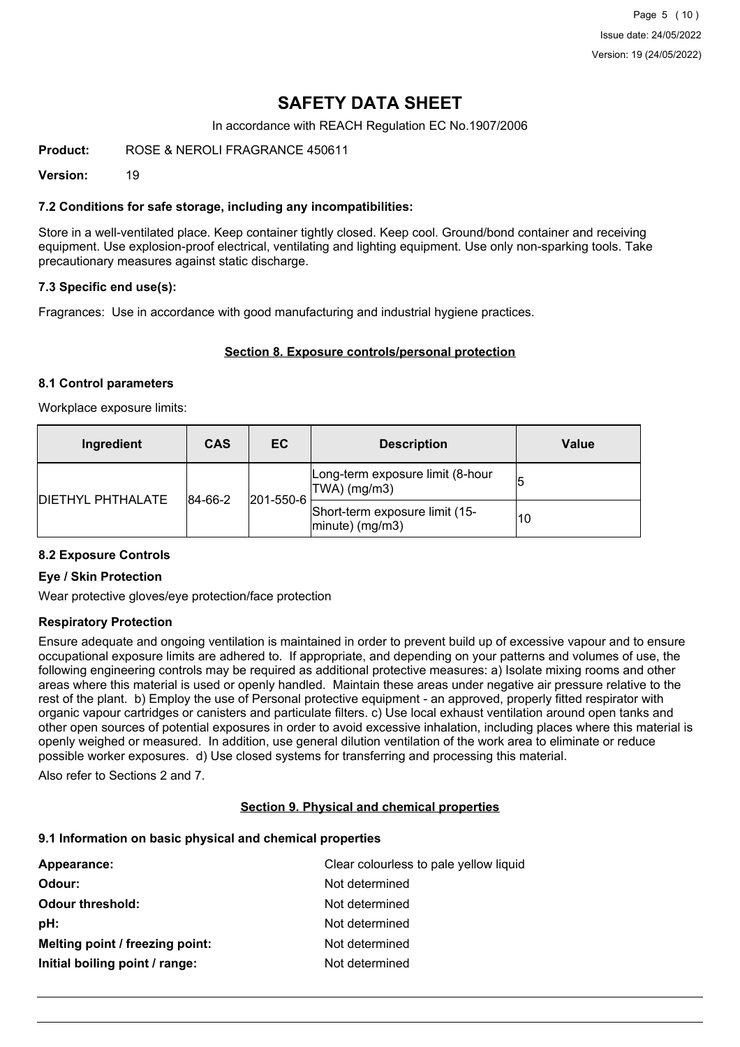# SAFETY DATA SHEET

In accordance with REACH Regulation EC No.1907/2006

**Product:** ROSE & NEROLI FRAGRANCE 450611

**Version:** 19

### 7.2 Conditions for safe storage, including any incompatibilities:

Store in a well-ventilated place. Keep container tightly closed. Keep cool. Ground/bond container and receiving equipment. Use explosion-proof electrical, ventilating and lighting equipment. Use only non-sparking tools. Take precautionary measures against static discharge.

### 7.3 Specific end use(s):

Fragrances: Use in accordance with good manufacturing and industrial hygiene practices.

## Section 8. Exposure controls/personal protection

### 8.1 Control parameters

Workplace exposure limits:

| Ingredient | CAS | EC | Description | Value |
|---|---|---|---|---|
| DIETHYL PHTHALATE | 84-66-2 | 201-550-6 | Long-term exposure limit (8-hour TWA) (mg/m3) | 5 |
| | | | Short-term exposure limit (15-minute) (mg/m3) | 10 |

### 8.2 Exposure Controls

#### Eye / Skin Protection

Wear protective gloves/eye protection/face protection

#### Respiratory Protection

Ensure adequate and ongoing ventilation is maintained in order to prevent build up of excessive vapour and to ensure occupational exposure limits are adhered to. If appropriate, and depending on your patterns and volumes of use, the following engineering controls may be required as additional protective measures: a) Isolate mixing rooms and other areas where this material is used or openly handled. Maintain these areas under negative air pressure relative to the rest of the plant. b) Employ the use of Personal protective equipment - an approved, properly fitted respirator with organic vapour cartridges or canisters and particulate filters. c) Use local exhaust ventilation around open tanks and other open sources of potential exposures in order to avoid excessive inhalation, including places where this material is openly weighed or measured. In addition, use general dilution ventilation of the work area to eliminate or reduce possible worker exposures. d) Use closed systems for transferring and processing this material.

Also refer to Sections 2 and 7.

## Section 9. Physical and chemical properties

### 9.1 Information on basic physical and chemical properties

**Appearance:** Clear colourless to pale yellow liquid

**Odour:** Not determined

**Odour threshold:** Not determined

**pH:** Not determined

**Melting point / freezing point:** Not determined

**Initial boiling point / range:** Not determined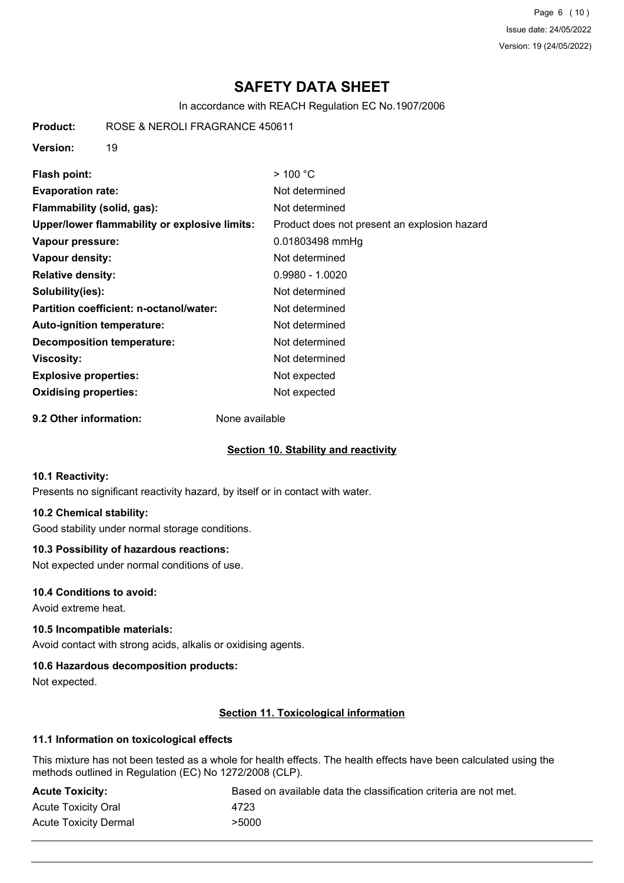# SAFETY DATA SHEET

In accordance with REACH Regulation EC No.1907/2006

**Product:** ROSE & NEROLI FRAGRANCE 450611

**Version:** 19

| | |
|---|---|
| **Flash point:** | > 100 °C |
| **Evaporation rate:** | Not determined |
| **Flammability (solid, gas):** | Not determined |
| **Upper/lower flammability or explosive limits:** | Product does not present an explosion hazard |
| **Vapour pressure:** | 0.01803498 mmHg |
| **Vapour density:** | Not determined |
| **Relative density:** | 0.9980 - 1.0020 |
| **Solubility(ies):** | Not determined |
| **Partition coefficient: n-octanol/water:** | Not determined |
| **Auto-ignition temperature:** | Not determined |
| **Decomposition temperature:** | Not determined |
| **Viscosity:** | Not determined |
| **Explosive properties:** | Not expected |
| **Oxidising properties:** | Not expected |

**9.2 Other information:** None available

## Section 10. Stability and reactivity

### 10.1 Reactivity:

Presents no significant reactivity hazard, by itself or in contact with water.

### 10.2 Chemical stability:

Good stability under normal storage conditions.

### 10.3 Possibility of hazardous reactions:

Not expected under normal conditions of use.

### 10.4 Conditions to avoid:

Avoid extreme heat.

### 10.5 Incompatible materials:

Avoid contact with strong acids, alkalis or oxidising agents.

### 10.6 Hazardous decomposition products:

Not expected.

## Section 11. Toxicological information

### 11.1 Information on toxicological effects

This mixture has not been tested as a whole for health effects. The health effects have been calculated using the methods outlined in Regulation (EC) No 1272/2008 (CLP).

| | |
|---|---|
| **Acute Toxicity:** | Based on available data the classification criteria are not met. |
| Acute Toxicity Oral | 4723 |
| Acute Toxicity Dermal | >5000 |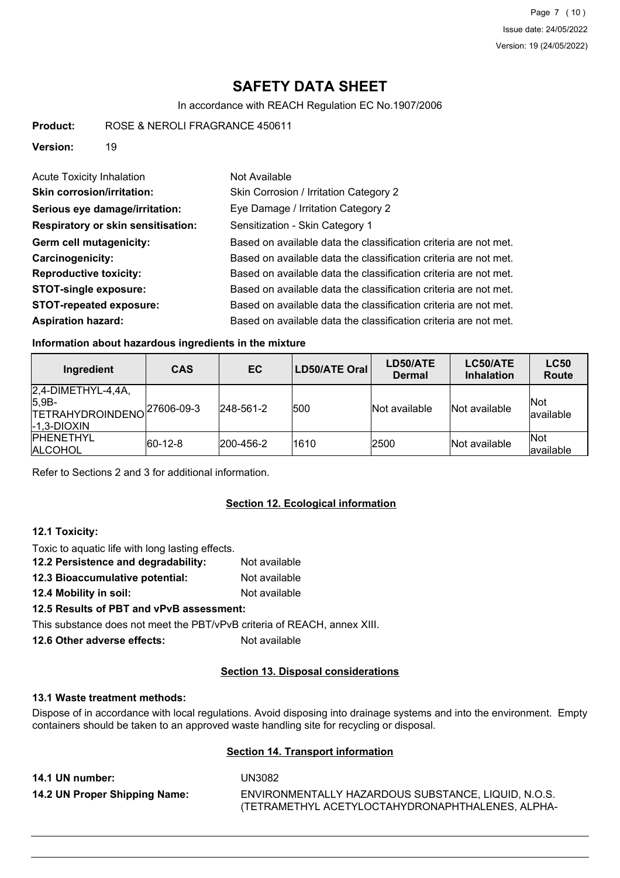# SAFETY DATA SHEET

In accordance with REACH Regulation EC No.1907/2006

**Product:** ROSE & NEROLI FRAGRANCE 450611

**Version:** 19

Acute Toxicity Inhalation: Not Available

**Skin corrosion/irritation:** Skin Corrosion / Irritation Category 2

**Serious eye damage/irritation:** Eye Damage / Irritation Category 2

**Respiratory or skin sensitisation:** Sensitization - Skin Category 1

**Germ cell mutagenicity:** Based on available data the classification criteria are not met.

**Carcinogenicity:** Based on available data the classification criteria are not met.

**Reproductive toxicity:** Based on available data the classification criteria are not met.

**STOT-single exposure:** Based on available data the classification criteria are not met.

**STOT-repeated exposure:** Based on available data the classification criteria are not met.

**Aspiration hazard:** Based on available data the classification criteria are not met.

**Information about hazardous ingredients in the mixture**

| Ingredient | CAS | EC | LD50/ATE Oral | LD50/ATE Dermal | LC50/ATE Inhalation | LC50 Route |
|---|---|---|---|---|---|---|
| 2,4-DIMETHYL-4,4A,5,9B-TETRAHYDROINDENO-1,3-DIOXIN | 27606-09-3 | 248-561-2 | 500 | Not available | Not available | Not available |
| PHENETHYL ALCOHOL | 60-12-8 | 200-456-2 | 1610 | 2500 | Not available | Not available |

Refer to Sections 2 and 3 for additional information.

## Section 12. Ecological information

**12.1 Toxicity:**

Toxic to aquatic life with long lasting effects.

**12.2 Persistence and degradability:** Not available

**12.3 Bioaccumulative potential:** Not available

**12.4 Mobility in soil:** Not available

**12.5 Results of PBT and vPvB assessment:**

This substance does not meet the PBT/vPvB criteria of REACH, annex XIII.

**12.6 Other adverse effects:** Not available

## Section 13. Disposal considerations

**13.1 Waste treatment methods:**

Dispose of in accordance with local regulations. Avoid disposing into drainage systems and into the environment. Empty containers should be taken to an approved waste handling site for recycling or disposal.

## Section 14. Transport information

**14.1 UN number:** UN3082

**14.2 UN Proper Shipping Name:** ENVIRONMENTALLY HAZARDOUS SUBSTANCE, LIQUID, N.O.S. (TETRAMETHYL ACETYLOCTAHYDRONAPHTHALENES, ALPHA-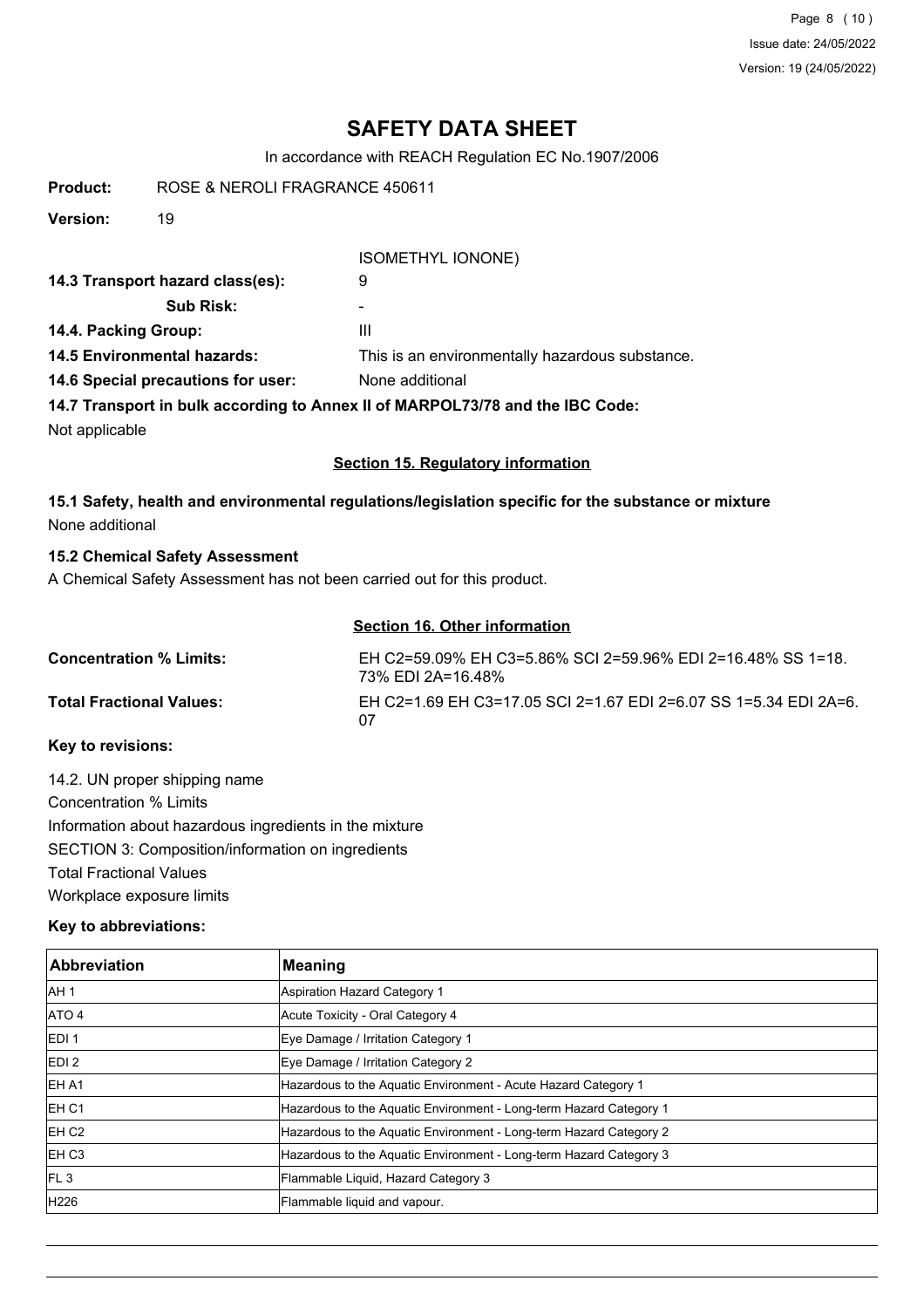**Product:** ROSE & NEROLI FRAGRANCE 450611

**Version:** 19

ISOMETHYL IONONE)

**14.3 Transport hazard class(es):** 9

**Sub Risk:** -

**14.4. Packing Group:** III

**14.5 Environmental hazards:** This is an environmentally hazardous substance.

**14.6 Special precautions for user:** None additional

**14.7 Transport in bulk according to Annex II of MARPOL73/78 and the IBC Code:**

Not applicable

## Section 15. Regulatory information

### 15.1 Safety, health and environmental regulations/legislation specific for the substance or mixture

None additional

### 15.2 Chemical Safety Assessment

A Chemical Safety Assessment has not been carried out for this product.

## Section 16. Other information

**Concentration % Limits:** EH C2=59.09% EH C3=5.86% SCI 2=59.96% EDI 2=16.48% SS 1=18.73% EDI 2A=16.48%

**Total Fractional Values:** EH C2=1.69 EH C3=17.05 SCI 2=1.67 EDI 2=6.07 SS 1=5.34 EDI 2A=6.07

**Key to revisions:**

14.2. UN proper shipping name

Concentration % Limits

Information about hazardous ingredients in the mixture

SECTION 3: Composition/information on ingredients

Total Fractional Values

Workplace exposure limits

**Key to abbreviations:**

| Abbreviation | Meaning |
| --- | --- |
| AH 1 | Aspiration Hazard Category 1 |
| ATO 4 | Acute Toxicity - Oral Category 4 |
| EDI 1 | Eye Damage / Irritation Category 1 |
| EDI 2 | Eye Damage / Irritation Category 2 |
| EH A1 | Hazardous to the Aquatic Environment - Acute Hazard Category 1 |
| EH C1 | Hazardous to the Aquatic Environment - Long-term Hazard Category 1 |
| EH C2 | Hazardous to the Aquatic Environment - Long-term Hazard Category 2 |
| EH C3 | Hazardous to the Aquatic Environment - Long-term Hazard Category 3 |
| FL 3 | Flammable Liquid, Hazard Category 3 |
| H226 | Flammable liquid and vapour. |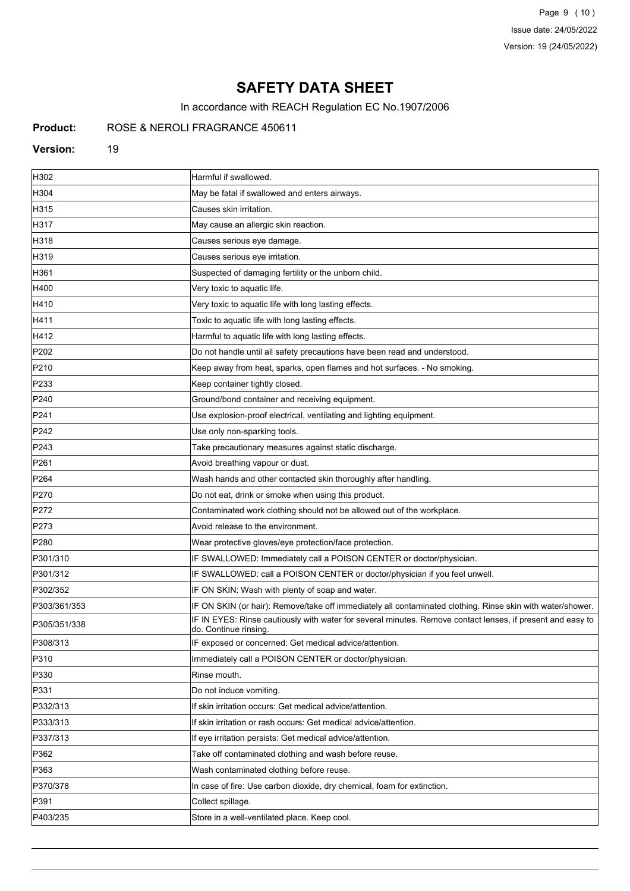# SAFETY DATA SHEET

In accordance with REACH Regulation EC No.1907/2006

**Product:** ROSE & NEROLI FRAGRANCE 450611

**Version:** 19

| | |
|---|---|
| H302 | Harmful if swallowed. |
| H304 | May be fatal if swallowed and enters airways. |
| H315 | Causes skin irritation. |
| H317 | May cause an allergic skin reaction. |
| H318 | Causes serious eye damage. |
| H319 | Causes serious eye irritation. |
| H361 | Suspected of damaging fertility or the unborn child. |
| H400 | Very toxic to aquatic life. |
| H410 | Very toxic to aquatic life with long lasting effects. |
| H411 | Toxic to aquatic life with long lasting effects. |
| H412 | Harmful to aquatic life with long lasting effects. |
| P202 | Do not handle until all safety precautions have been read and understood. |
| P210 | Keep away from heat, sparks, open flames and hot surfaces. - No smoking. |
| P233 | Keep container tightly closed. |
| P240 | Ground/bond container and receiving equipment. |
| P241 | Use explosion-proof electrical, ventilating and lighting equipment. |
| P242 | Use only non-sparking tools. |
| P243 | Take precautionary measures against static discharge. |
| P261 | Avoid breathing vapour or dust. |
| P264 | Wash hands and other contacted skin thoroughly after handling. |
| P270 | Do not eat, drink or smoke when using this product. |
| P272 | Contaminated work clothing should not be allowed out of the workplace. |
| P273 | Avoid release to the environment. |
| P280 | Wear protective gloves/eye protection/face protection. |
| P301/310 | IF SWALLOWED: Immediately call a POISON CENTER or doctor/physician. |
| P301/312 | IF SWALLOWED: call a POISON CENTER or doctor/physician if you feel unwell. |
| P302/352 | IF ON SKIN: Wash with plenty of soap and water. |
| P303/361/353 | IF ON SKIN (or hair): Remove/take off immediately all contaminated clothing. Rinse skin with water/shower. |
| P305/351/338 | IF IN EYES: Rinse cautiously with water for several minutes. Remove contact lenses, if present and easy to do. Continue rinsing. |
| P308/313 | IF exposed or concerned: Get medical advice/attention. |
| P310 | Immediately call a POISON CENTER or doctor/physician. |
| P330 | Rinse mouth. |
| P331 | Do not induce vomiting. |
| P332/313 | If skin irritation occurs: Get medical advice/attention. |
| P333/313 | If skin irritation or rash occurs: Get medical advice/attention. |
| P337/313 | If eye irritation persists: Get medical advice/attention. |
| P362 | Take off contaminated clothing and wash before reuse. |
| P363 | Wash contaminated clothing before reuse. |
| P370/378 | In case of fire: Use carbon dioxide, dry chemical, foam for extinction. |
| P391 | Collect spillage. |
| P403/235 | Store in a well-ventilated place. Keep cool. |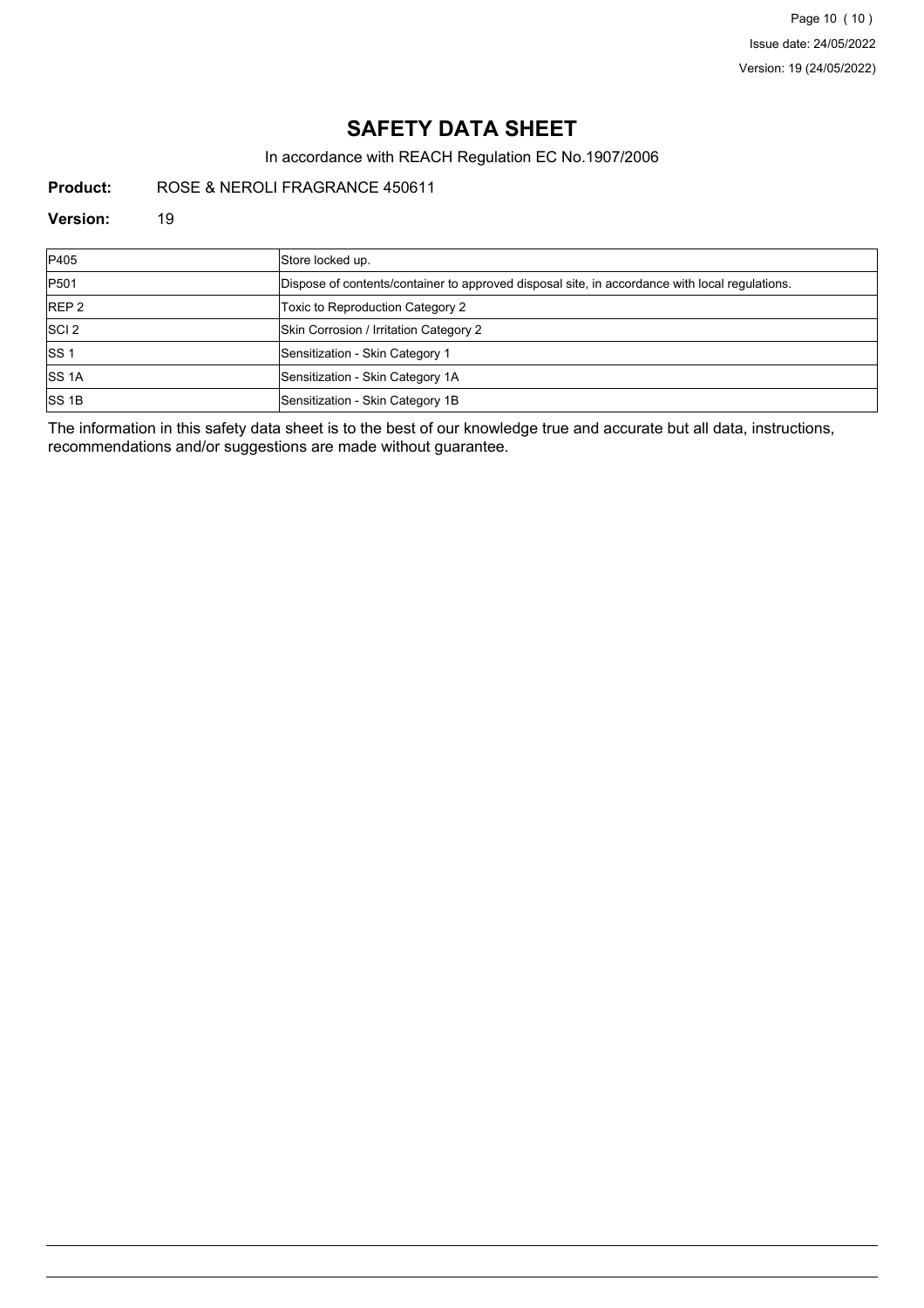# SAFETY DATA SHEET

In accordance with REACH Regulation EC No.1907/2006

**Product:** ROSE & NEROLI FRAGRANCE 450611

**Version:** 19

| | |
|---|---|
| P405 | Store locked up. |
| P501 | Dispose of contents/container to approved disposal site, in accordance with local regulations. |
| REP 2 | Toxic to Reproduction Category 2 |
| SCI 2 | Skin Corrosion / Irritation Category 2 |
| SS 1 | Sensitization - Skin Category 1 |
| SS 1A | Sensitization - Skin Category 1A |
| SS 1B | Sensitization - Skin Category 1B |

The information in this safety data sheet is to the best of our knowledge true and accurate but all data, instructions, recommendations and/or suggestions are made without guarantee.